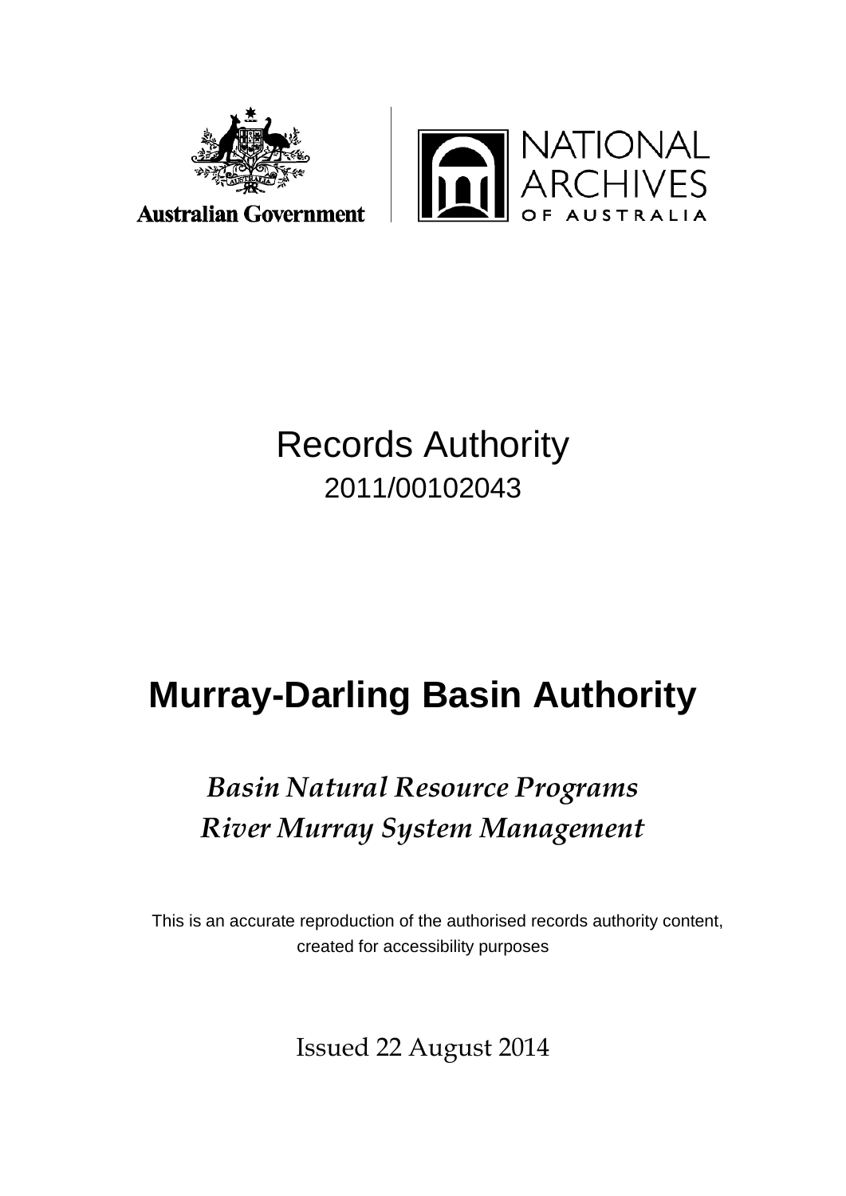Australian Government

NATIONAL ARCHIVES OF AUSTRALIA

# Records Authority

2011/00102043

# Murray-Darling Basin Authority

***Basin Natural Resource Programs***

***River Murray System Management***

This is an accurate reproduction of the authorised records authority content, created for accessibility purposes

Issued 22 August 2014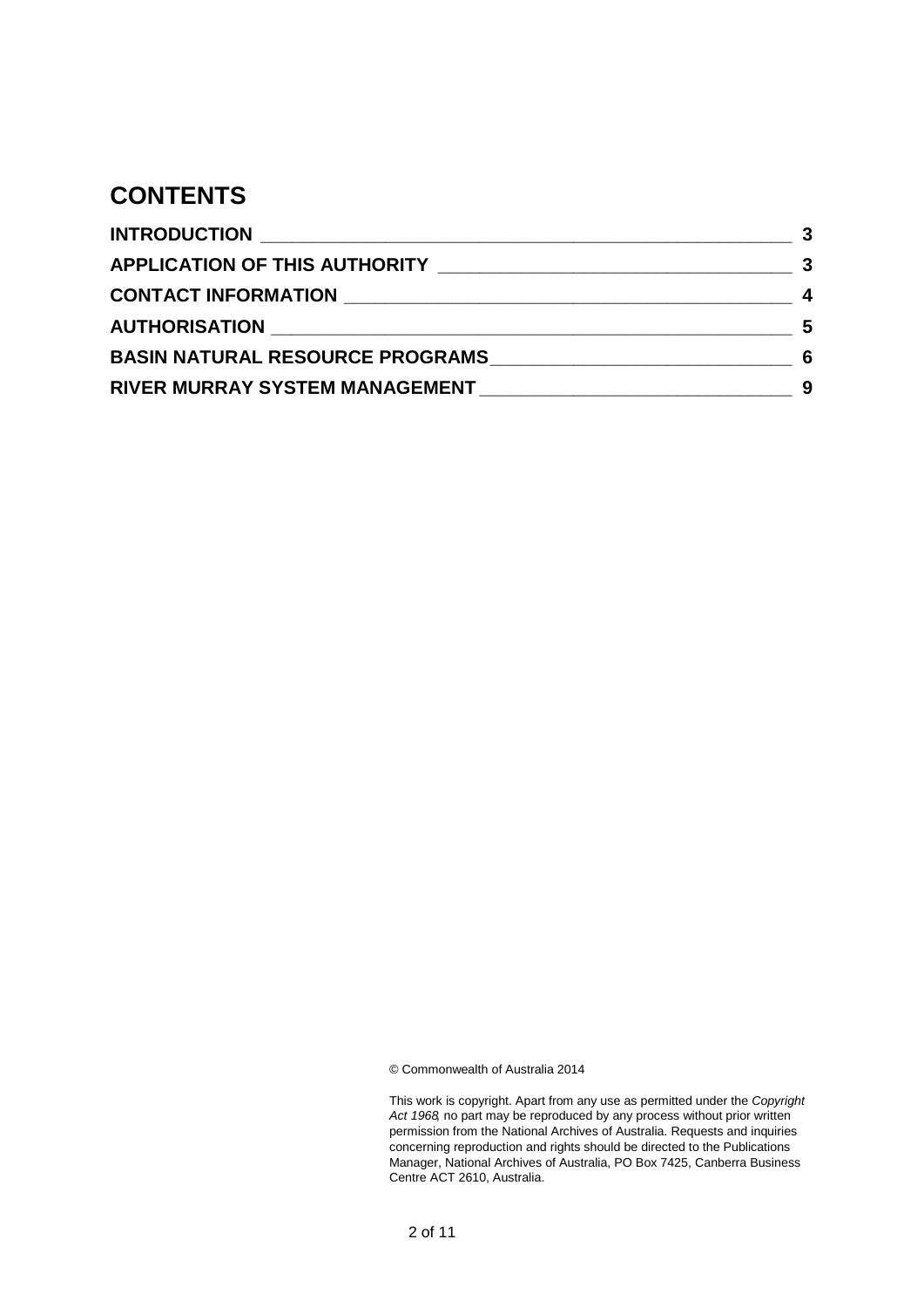# CONTENTS

| | |
|---|---|
| **INTRODUCTION** | **3** |
| **APPLICATION OF THIS AUTHORITY** | **3** |
| **CONTACT INFORMATION** | **4** |
| **AUTHORISATION** | **5** |
| **BASIN NATURAL RESOURCE PROGRAMS** | **6** |
| **RIVER MURRAY SYSTEM MANAGEMENT** | **9** |

© Commonwealth of Australia 2014

This work is copyright. Apart from any use as permitted under the *Copyright Act 1968*, no part may be reproduced by any process without prior written permission from the National Archives of Australia. Requests and inquiries concerning reproduction and rights should be directed to the Publications Manager, National Archives of Australia, PO Box 7425, Canberra Business Centre ACT 2610, Australia.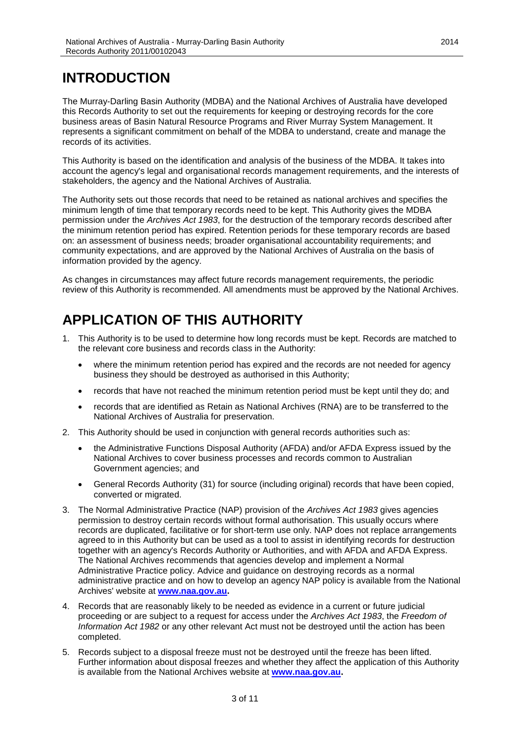# INTRODUCTION

The Murray-Darling Basin Authority (MDBA) and the National Archives of Australia have developed this Records Authority to set out the requirements for keeping or destroying records for the core business areas of Basin Natural Resource Programs and River Murray System Management. It represents a significant commitment on behalf of the MDBA to understand, create and manage the records of its activities.

This Authority is based on the identification and analysis of the business of the MDBA. It takes into account the agency's legal and organisational records management requirements, and the interests of stakeholders, the agency and the National Archives of Australia.

The Authority sets out those records that need to be retained as national archives and specifies the minimum length of time that temporary records need to be kept. This Authority gives the MDBA permission under the *Archives Act 1983*, for the destruction of the temporary records described after the minimum retention period has expired. Retention periods for these temporary records are based on: an assessment of business needs; broader organisational accountability requirements; and community expectations, and are approved by the National Archives of Australia on the basis of information provided by the agency.

As changes in circumstances may affect future records management requirements, the periodic review of this Authority is recommended. All amendments must be approved by the National Archives.

# APPLICATION OF THIS AUTHORITY

1. This Authority is to be used to determine how long records must be kept. Records are matched to the relevant core business and records class in the Authority:
   - where the minimum retention period has expired and the records are not needed for agency business they should be destroyed as authorised in this Authority;
   - records that have not reached the minimum retention period must be kept until they do; and
   - records that are identified as Retain as National Archives (RNA) are to be transferred to the National Archives of Australia for preservation.
2. This Authority should be used in conjunction with general records authorities such as:
   - the Administrative Functions Disposal Authority (AFDA) and/or AFDA Express issued by the National Archives to cover business processes and records common to Australian Government agencies; and
   - General Records Authority (31) for source (including original) records that have been copied, converted or migrated.
3. The Normal Administrative Practice (NAP) provision of the *Archives Act 1983* gives agencies permission to destroy certain records without formal authorisation. This usually occurs where records are duplicated, facilitative or for short-term use only. NAP does not replace arrangements agreed to in this Authority but can be used as a tool to assist in identifying records for destruction together with an agency's Records Authority or Authorities, and with AFDA and AFDA Express. The National Archives recommends that agencies develop and implement a Normal Administrative Practice policy. Advice and guidance on destroying records as a normal administrative practice and on how to develop an agency NAP policy is available from the National Archives' website at **www.naa.gov.au.**
4. Records that are reasonably likely to be needed as evidence in a current or future judicial proceeding or are subject to a request for access under the *Archives Act 1983*, the *Freedom of Information Act 1982* or any other relevant Act must not be destroyed until the action has been completed.
5. Records subject to a disposal freeze must not be destroyed until the freeze has been lifted. Further information about disposal freezes and whether they affect the application of this Authority is available from the National Archives website at **www.naa.gov.au.**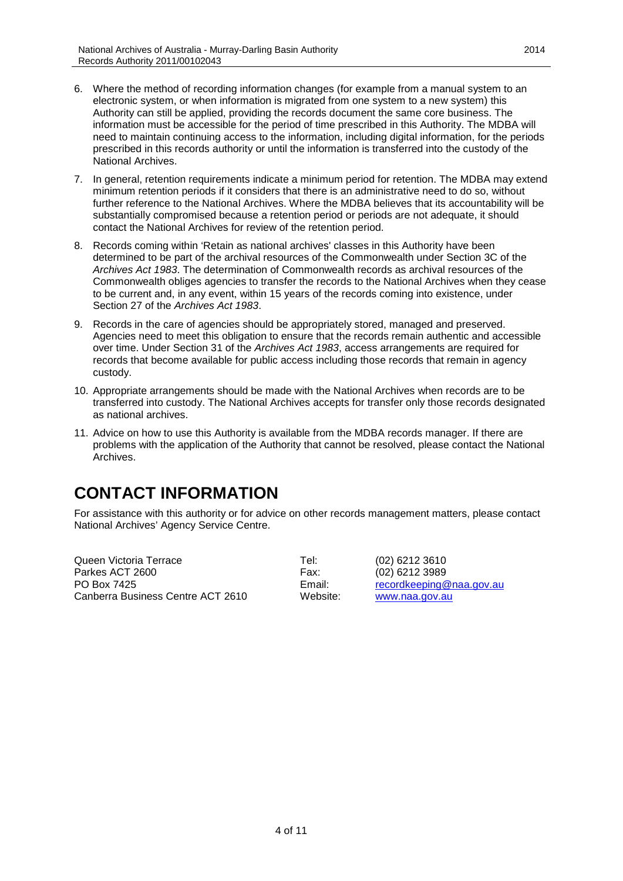6. Where the method of recording information changes (for example from a manual system to an electronic system, or when information is migrated from one system to a new system) this Authority can still be applied, providing the records document the same core business. The information must be accessible for the period of time prescribed in this Authority. The MDBA will need to maintain continuing access to the information, including digital information, for the periods prescribed in this records authority or until the information is transferred into the custody of the National Archives.
7. In general, retention requirements indicate a minimum period for retention. The MDBA may extend minimum retention periods if it considers that there is an administrative need to do so, without further reference to the National Archives. Where the MDBA believes that its accountability will be substantially compromised because a retention period or periods are not adequate, it should contact the National Archives for review of the retention period.
8. Records coming within 'Retain as national archives' classes in this Authority have been determined to be part of the archival resources of the Commonwealth under Section 3C of the *Archives Act 1983*. The determination of Commonwealth records as archival resources of the Commonwealth obliges agencies to transfer the records to the National Archives when they cease to be current and, in any event, within 15 years of the records coming into existence, under Section 27 of the *Archives Act 1983*.
9. Records in the care of agencies should be appropriately stored, managed and preserved. Agencies need to meet this obligation to ensure that the records remain authentic and accessible over time. Under Section 31 of the *Archives Act 1983*, access arrangements are required for records that become available for public access including those records that remain in agency custody.
10. Appropriate arrangements should be made with the National Archives when records are to be transferred into custody. The National Archives accepts for transfer only those records designated as national archives.
11. Advice on how to use this Authority is available from the MDBA records manager. If there are problems with the application of the Authority that cannot be resolved, please contact the National Archives.

# CONTACT INFORMATION

For assistance with this authority or for advice on other records management matters, please contact National Archives' Agency Service Centre.

| | | |
|---|---|---|
| Queen Victoria Terrace | Tel: | (02) 6212 3610 |
| Parkes ACT 2600 | Fax: | (02) 6212 3989 |
| PO Box 7425 | Email: | recordkeeping@naa.gov.au |
| Canberra Business Centre ACT 2610 | Website: | www.naa.gov.au |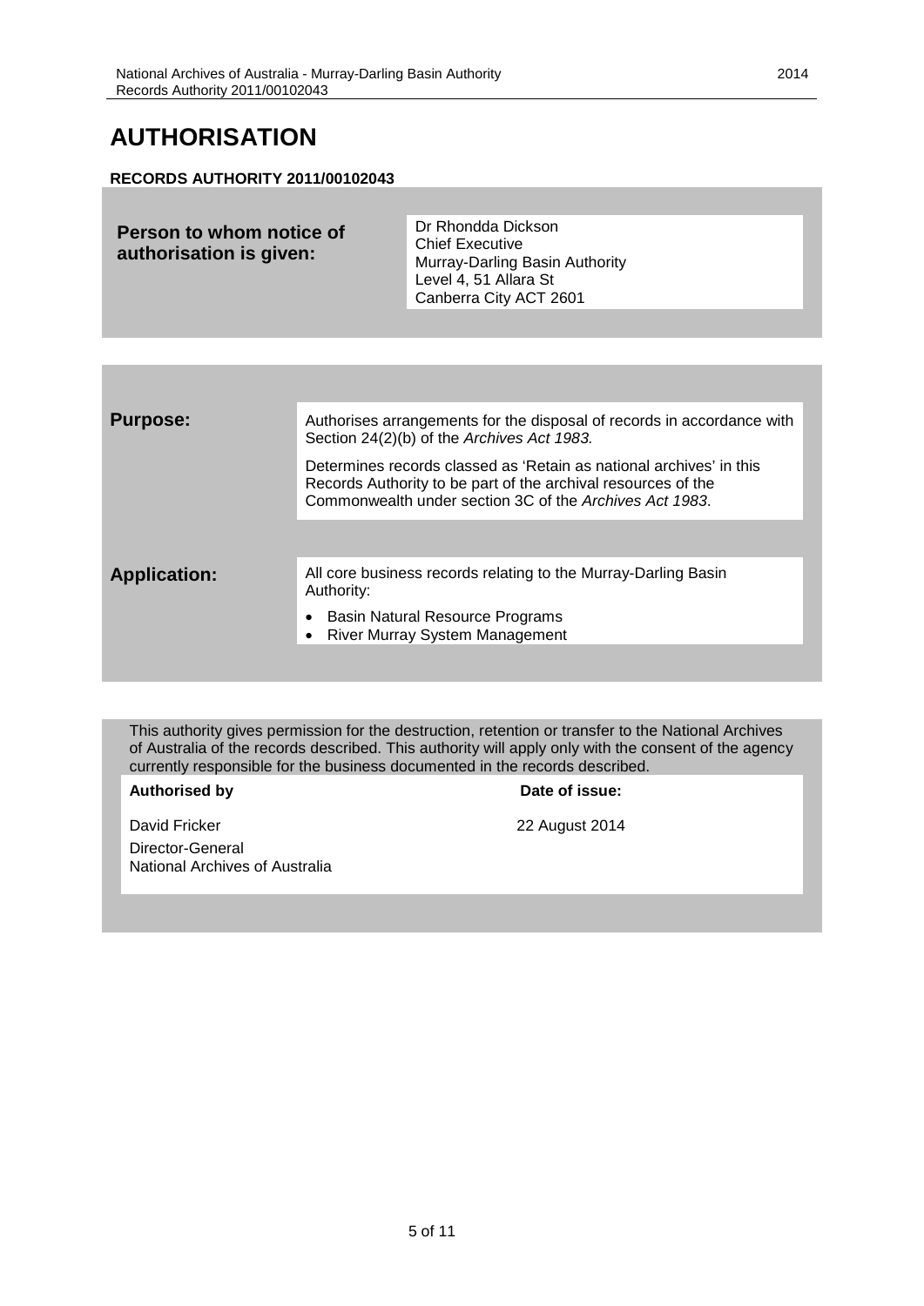# AUTHORISATION

**RECORDS AUTHORITY 2011/00102043**

| **Person to whom notice of authorisation is given:** | Dr Rhondda Dickson<br>Chief Executive<br>Murray-Darling Basin Authority<br>Level 4, 51 Allara St<br>Canberra City ACT 2601 |
|---|---|

| | |
|---|---|
| **Purpose:** | Authorises arrangements for the disposal of records in accordance with Section 24(2)(b) of the *Archives Act 1983.*<br><br>Determines records classed as 'Retain as national archives' in this Records Authority to be part of the archival resources of the Commonwealth under section 3C of the *Archives Act 1983*. |
| **Application:** | All core business records relating to the Murray-Darling Basin Authority:<br>• Basin Natural Resource Programs<br>• River Murray System Management |

This authority gives permission for the destruction, retention or transfer to the National Archives of Australia of the records described. This authority will apply only with the consent of the agency currently responsible for the business documented in the records described.

| **Authorised by** | **Date of issue:** |
|---|---|
| David Fricker<br>Director-General<br>National Archives of Australia | 22 August 2014 |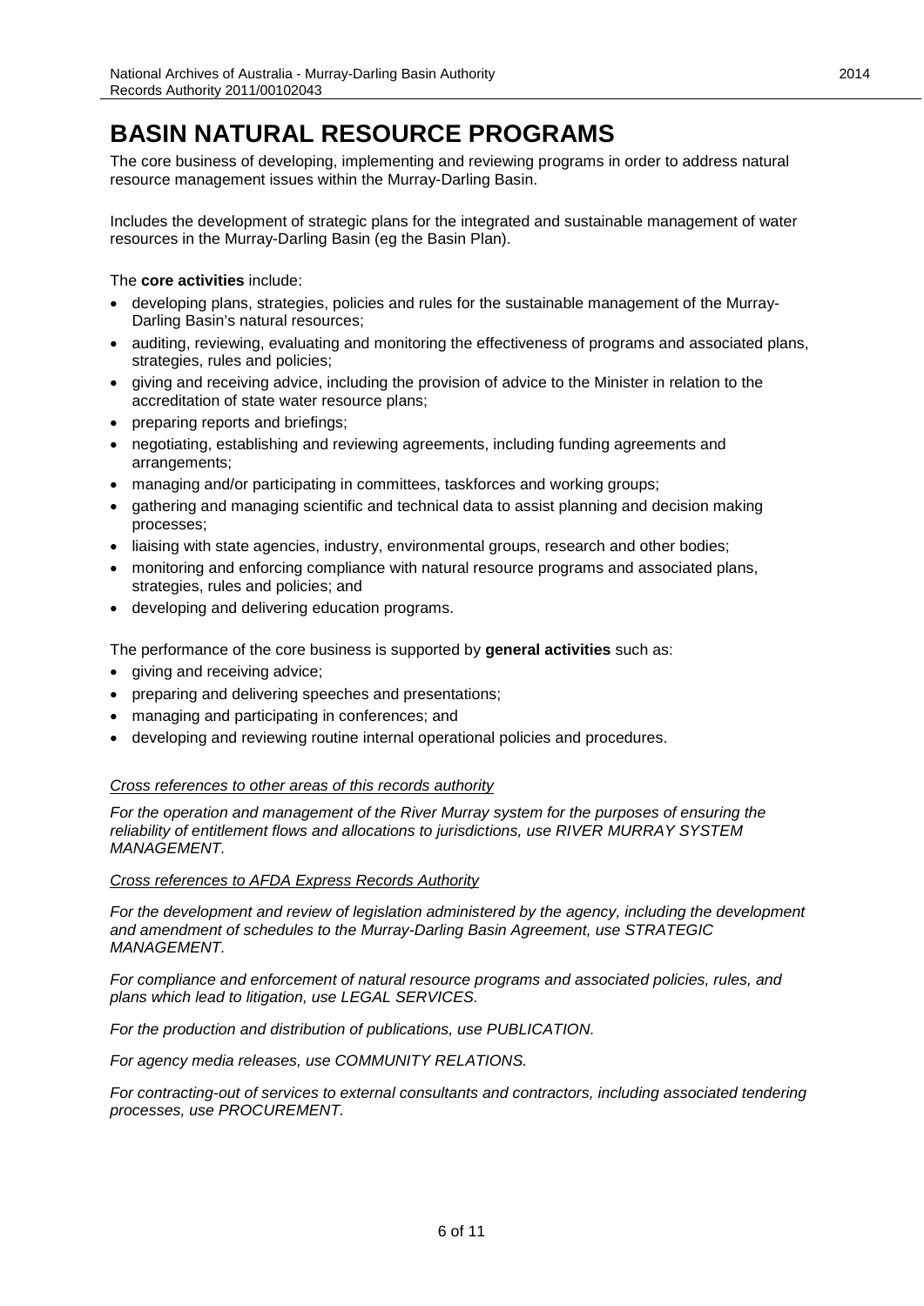# BASIN NATURAL RESOURCE PROGRAMS

The core business of developing, implementing and reviewing programs in order to address natural resource management issues within the Murray-Darling Basin.

Includes the development of strategic plans for the integrated and sustainable management of water resources in the Murray-Darling Basin (eg the Basin Plan).

The **core activities** include:

- developing plans, strategies, policies and rules for the sustainable management of the Murray-Darling Basin's natural resources;
- auditing, reviewing, evaluating and monitoring the effectiveness of programs and associated plans, strategies, rules and policies;
- giving and receiving advice, including the provision of advice to the Minister in relation to the accreditation of state water resource plans;
- preparing reports and briefings;
- negotiating, establishing and reviewing agreements, including funding agreements and arrangements;
- managing and/or participating in committees, taskforces and working groups;
- gathering and managing scientific and technical data to assist planning and decision making processes;
- liaising with state agencies, industry, environmental groups, research and other bodies;
- monitoring and enforcing compliance with natural resource programs and associated plans, strategies, rules and policies; and
- developing and delivering education programs.

The performance of the core business is supported by **general activities** such as:

- giving and receiving advice;
- preparing and delivering speeches and presentations;
- managing and participating in conferences; and
- developing and reviewing routine internal operational policies and procedures.

*Cross references to other areas of this records authority*

*For the operation and management of the River Murray system for the purposes of ensuring the reliability of entitlement flows and allocations to jurisdictions, use RIVER MURRAY SYSTEM MANAGEMENT.*

*Cross references to AFDA Express Records Authority*

*For the development and review of legislation administered by the agency, including the development and amendment of schedules to the Murray-Darling Basin Agreement, use STRATEGIC MANAGEMENT.*

*For compliance and enforcement of natural resource programs and associated policies, rules, and plans which lead to litigation, use LEGAL SERVICES.*

*For the production and distribution of publications, use PUBLICATION.*

*For agency media releases, use COMMUNITY RELATIONS.*

*For contracting-out of services to external consultants and contractors, including associated tendering processes, use PROCUREMENT.*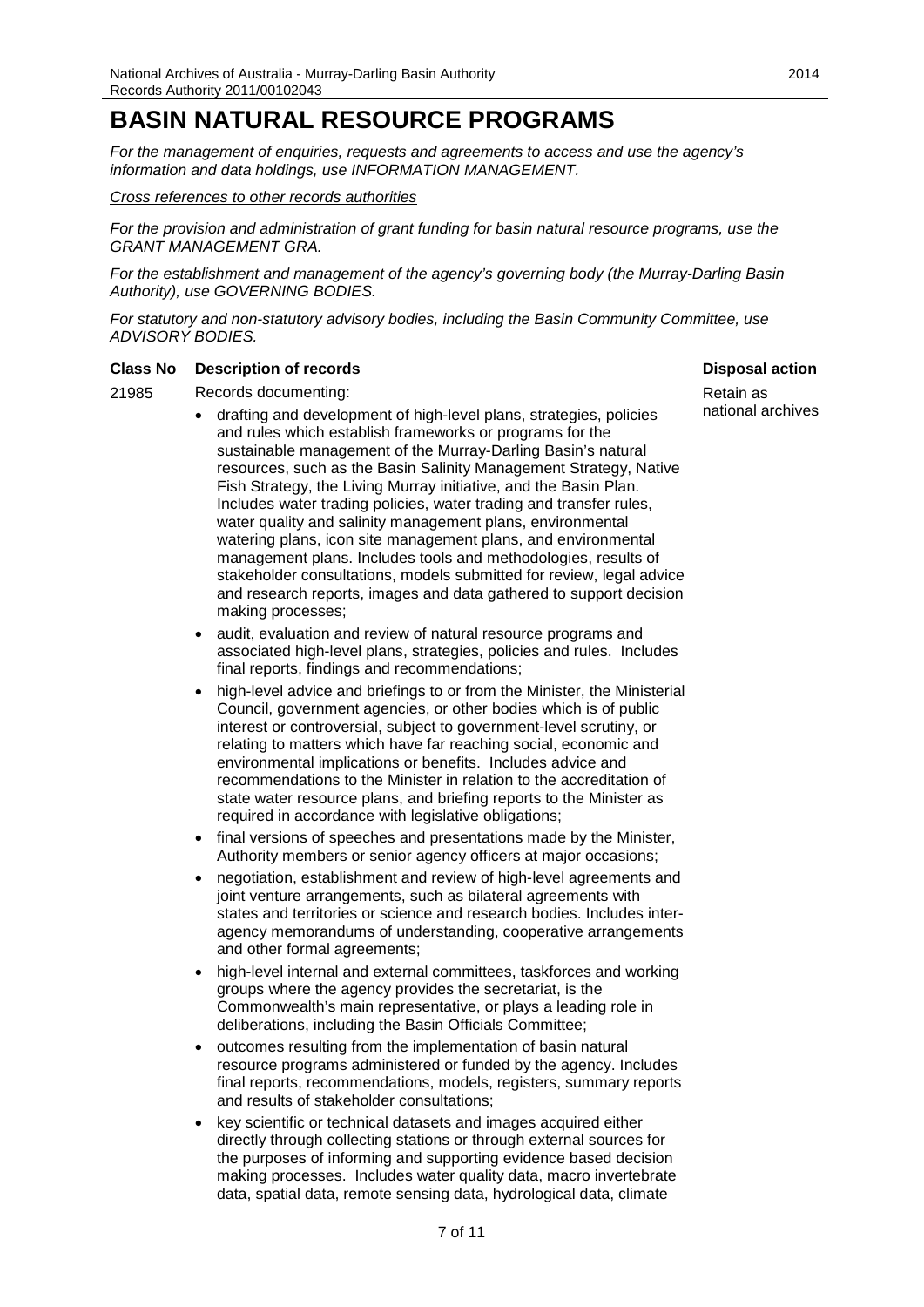# BASIN NATURAL RESOURCE PROGRAMS

*For the management of enquiries, requests and agreements to access and use the agency's information and data holdings, use INFORMATION MANAGEMENT.*

*Cross references to other records authorities*

*For the provision and administration of grant funding for basin natural resource programs, use the GRANT MANAGEMENT GRA.*

*For the establishment and management of the agency's governing body (the Murray-Darling Basin Authority), use GOVERNING BODIES.*

*For statutory and non-statutory advisory bodies, including the Basin Community Committee, use ADVISORY BODIES.*

| Class No | Description of records | Disposal action |
|---|---|---|
| 21985 | Records documenting:<br>• drafting and development of high-level plans, strategies, policies and rules which establish frameworks or programs for the sustainable management of the Murray-Darling Basin's natural resources, such as the Basin Salinity Management Strategy, Native Fish Strategy, the Living Murray initiative, and the Basin Plan. Includes water trading policies, water trading and transfer rules, water quality and salinity management plans, environmental watering plans, icon site management plans, and environmental management plans. Includes tools and methodologies, results of stakeholder consultations, models submitted for review, legal advice and research reports, images and data gathered to support decision making processes;<br>• audit, evaluation and review of natural resource programs and associated high-level plans, strategies, policies and rules. Includes final reports, findings and recommendations;<br>• high-level advice and briefings to or from the Minister, the Ministerial Council, government agencies, or other bodies which is of public interest or controversial, subject to government-level scrutiny, or relating to matters which have far reaching social, economic and environmental implications or benefits. Includes advice and recommendations to the Minister in relation to the accreditation of state water resource plans, and briefing reports to the Minister as required in accordance with legislative obligations;<br>• final versions of speeches and presentations made by the Minister, Authority members or senior agency officers at major occasions;<br>• negotiation, establishment and review of high-level agreements and joint venture arrangements, such as bilateral agreements with states and territories or science and research bodies. Includes inter-agency memorandums of understanding, cooperative arrangements and other formal agreements;<br>• high-level internal and external committees, taskforces and working groups where the agency provides the secretariat, is the Commonwealth's main representative, or plays a leading role in deliberations, including the Basin Officials Committee;<br>• outcomes resulting from the implementation of basin natural resource programs administered or funded by the agency. Includes final reports, recommendations, models, registers, summary reports and results of stakeholder consultations;<br>• key scientific or technical datasets and images acquired either directly through collecting stations or through external sources for the purposes of informing and supporting evidence based decision making processes. Includes water quality data, macro invertebrate data, spatial data, remote sensing data, hydrological data, climate | Retain as national archives |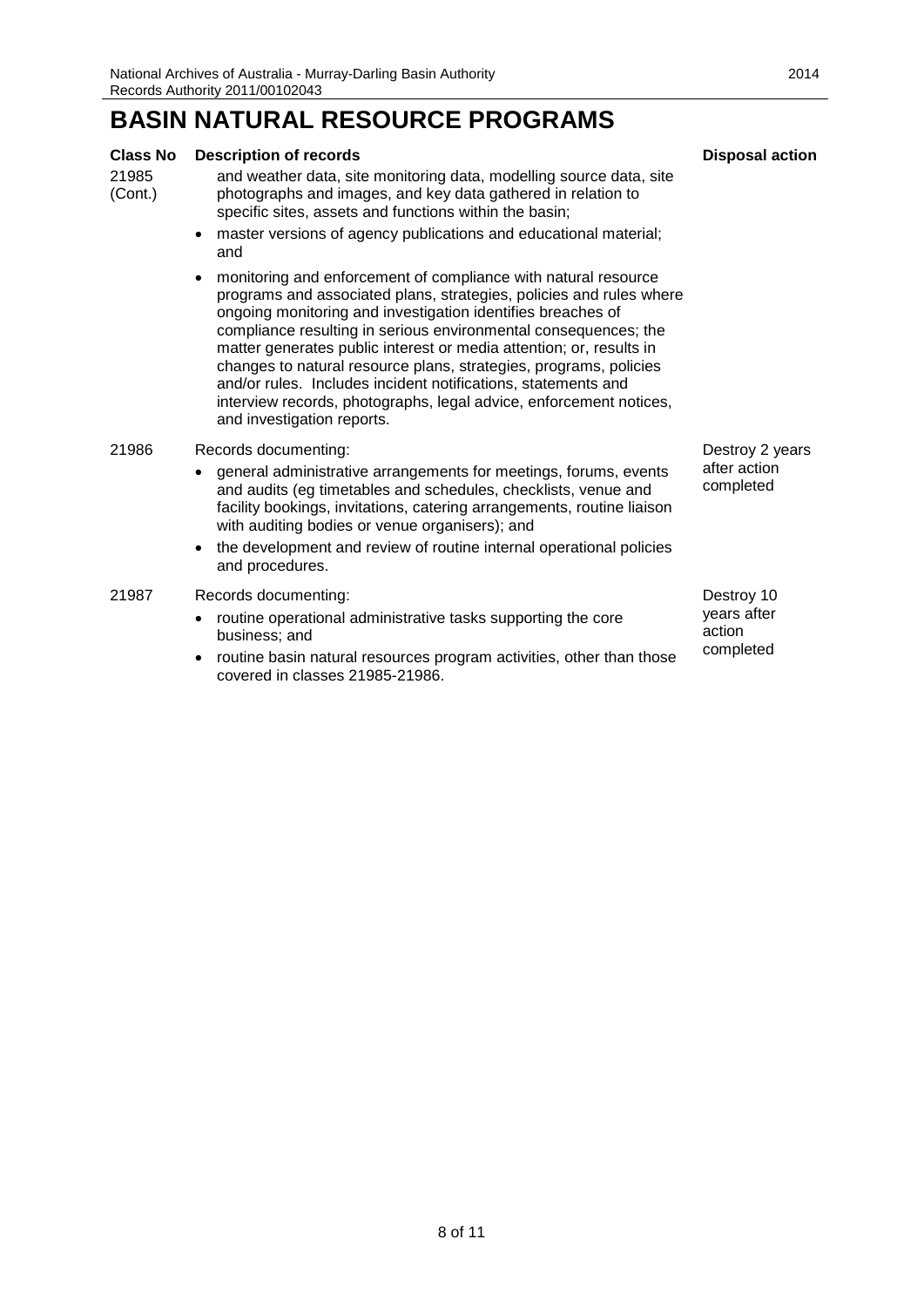# BASIN NATURAL RESOURCE PROGRAMS

| Class No | Description of records | Disposal action |
| --- | --- | --- |
| 21985 (Cont.) | and weather data, site monitoring data, modelling source data, site photographs and images, and key data gathered in relation to specific sites, assets and functions within the basin;<br>• master versions of agency publications and educational material; and<br>• monitoring and enforcement of compliance with natural resource programs and associated plans, strategies, policies and rules where ongoing monitoring and investigation identifies breaches of compliance resulting in serious environmental consequences; the matter generates public interest or media attention; or, results in changes to natural resource plans, strategies, programs, policies and/or rules. Includes incident notifications, statements and interview records, photographs, legal advice, enforcement notices, and investigation reports. | |
| 21986 | Records documenting:<br>• general administrative arrangements for meetings, forums, events and audits (eg timetables and schedules, checklists, venue and facility bookings, invitations, catering arrangements, routine liaison with auditing bodies or venue organisers); and<br>• the development and review of routine internal operational policies and procedures. | Destroy 2 years after action completed |
| 21987 | Records documenting:<br>• routine operational administrative tasks supporting the core business; and<br>• routine basin natural resources program activities, other than those covered in classes 21985-21986. | Destroy 10 years after action completed |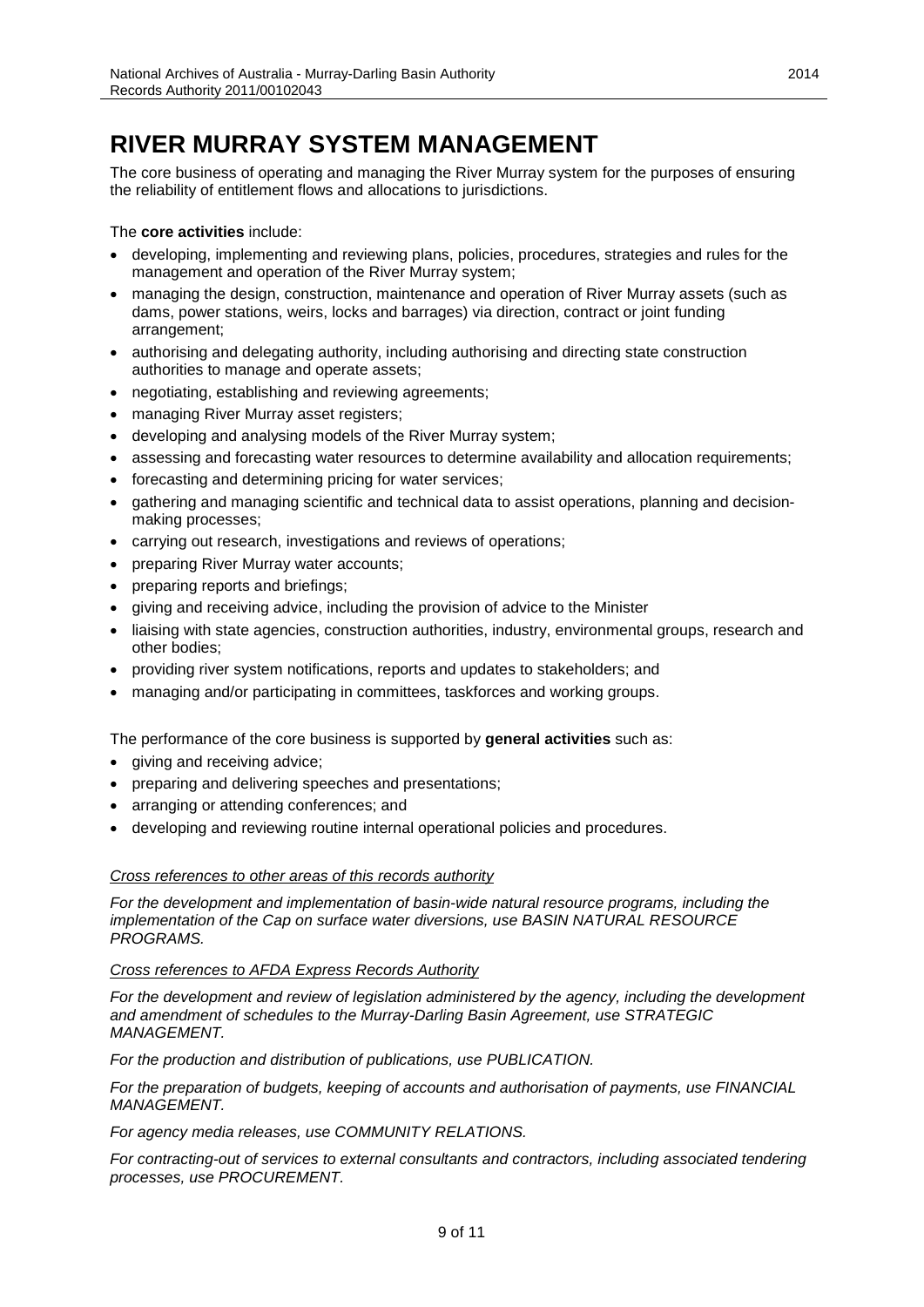# RIVER MURRAY SYSTEM MANAGEMENT

The core business of operating and managing the River Murray system for the purposes of ensuring the reliability of entitlement flows and allocations to jurisdictions.

The **core activities** include:

- developing, implementing and reviewing plans, policies, procedures, strategies and rules for the management and operation of the River Murray system;
- managing the design, construction, maintenance and operation of River Murray assets (such as dams, power stations, weirs, locks and barrages) via direction, contract or joint funding arrangement;
- authorising and delegating authority, including authorising and directing state construction authorities to manage and operate assets;
- negotiating, establishing and reviewing agreements;
- managing River Murray asset registers;
- developing and analysing models of the River Murray system;
- assessing and forecasting water resources to determine availability and allocation requirements;
- forecasting and determining pricing for water services;
- gathering and managing scientific and technical data to assist operations, planning and decision-making processes;
- carrying out research, investigations and reviews of operations;
- preparing River Murray water accounts;
- preparing reports and briefings;
- giving and receiving advice, including the provision of advice to the Minister
- liaising with state agencies, construction authorities, industry, environmental groups, research and other bodies;
- providing river system notifications, reports and updates to stakeholders; and
- managing and/or participating in committees, taskforces and working groups.

The performance of the core business is supported by **general activities** such as:

- giving and receiving advice;
- preparing and delivering speeches and presentations;
- arranging or attending conferences; and
- developing and reviewing routine internal operational policies and procedures.

*Cross references to other areas of this records authority*

*For the development and implementation of basin-wide natural resource programs, including the implementation of the Cap on surface water diversions, use BASIN NATURAL RESOURCE PROGRAMS.*

*Cross references to AFDA Express Records Authority*

*For the development and review of legislation administered by the agency, including the development and amendment of schedules to the Murray-Darling Basin Agreement, use STRATEGIC MANAGEMENT.*

*For the production and distribution of publications, use PUBLICATION.*

*For the preparation of budgets, keeping of accounts and authorisation of payments, use FINANCIAL MANAGEMENT.*

*For agency media releases, use COMMUNITY RELATIONS.*

*For contracting-out of services to external consultants and contractors, including associated tendering processes, use PROCUREMENT.*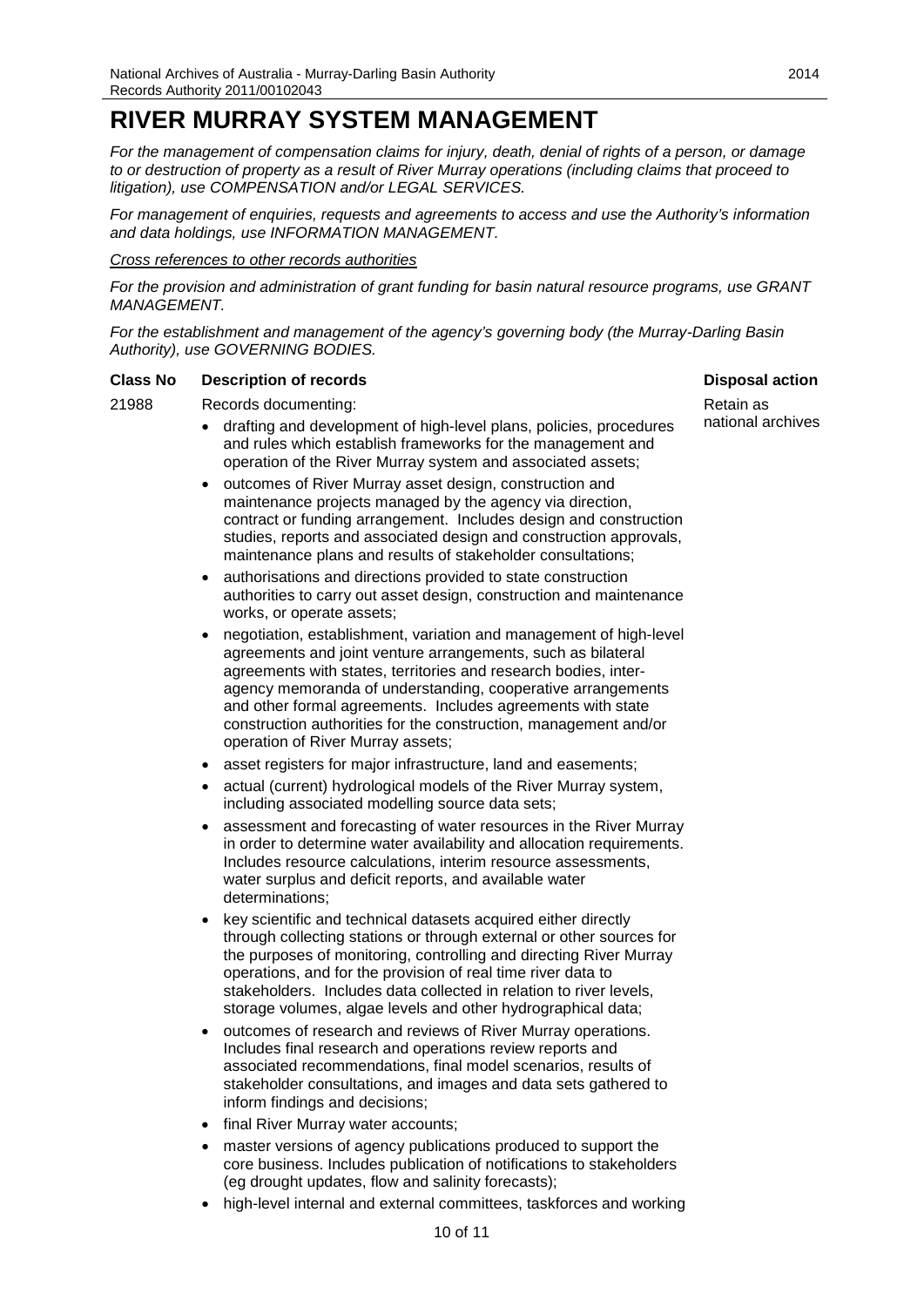# RIVER MURRAY SYSTEM MANAGEMENT

*For the management of compensation claims for injury, death, denial of rights of a person, or damage to or destruction of property as a result of River Murray operations (including claims that proceed to litigation), use COMPENSATION and/or LEGAL SERVICES.*

*For management of enquiries, requests and agreements to access and use the Authority's information and data holdings, use INFORMATION MANAGEMENT.*

*Cross references to other records authorities*

*For the provision and administration of grant funding for basin natural resource programs, use GRANT MANAGEMENT.*

*For the establishment and management of the agency's governing body (the Murray-Darling Basin Authority), use GOVERNING BODIES.*

| Class No | Description of records | Disposal action |
|---|---|---|
| 21988 | Records documenting:<br>• drafting and development of high-level plans, policies, procedures and rules which establish frameworks for the management and operation of the River Murray system and associated assets;<br>• outcomes of River Murray asset design, construction and maintenance projects managed by the agency via direction, contract or funding arrangement. Includes design and construction studies, reports and associated design and construction approvals, maintenance plans and results of stakeholder consultations;<br>• authorisations and directions provided to state construction authorities to carry out asset design, construction and maintenance works, or operate assets;<br>• negotiation, establishment, variation and management of high-level agreements and joint venture arrangements, such as bilateral agreements with states, territories and research bodies, inter-agency memoranda of understanding, cooperative arrangements and other formal agreements. Includes agreements with state construction authorities for the construction, management and/or operation of River Murray assets;<br>• asset registers for major infrastructure, land and easements;<br>• actual (current) hydrological models of the River Murray system, including associated modelling source data sets;<br>• assessment and forecasting of water resources in the River Murray in order to determine water availability and allocation requirements. Includes resource calculations, interim resource assessments, water surplus and deficit reports, and available water determinations;<br>• key scientific and technical datasets acquired either directly through collecting stations or through external or other sources for the purposes of monitoring, controlling and directing River Murray operations, and for the provision of real time river data to stakeholders. Includes data collected in relation to river levels, storage volumes, algae levels and other hydrographical data;<br>• outcomes of research and reviews of River Murray operations. Includes final research and operations review reports and associated recommendations, final model scenarios, results of stakeholder consultations, and images and data sets gathered to inform findings and decisions;<br>• final River Murray water accounts;<br>• master versions of agency publications produced to support the core business. Includes publication of notifications to stakeholders (eg drought updates, flow and salinity forecasts);<br>• high-level internal and external committees, taskforces and working | Retain as national archives |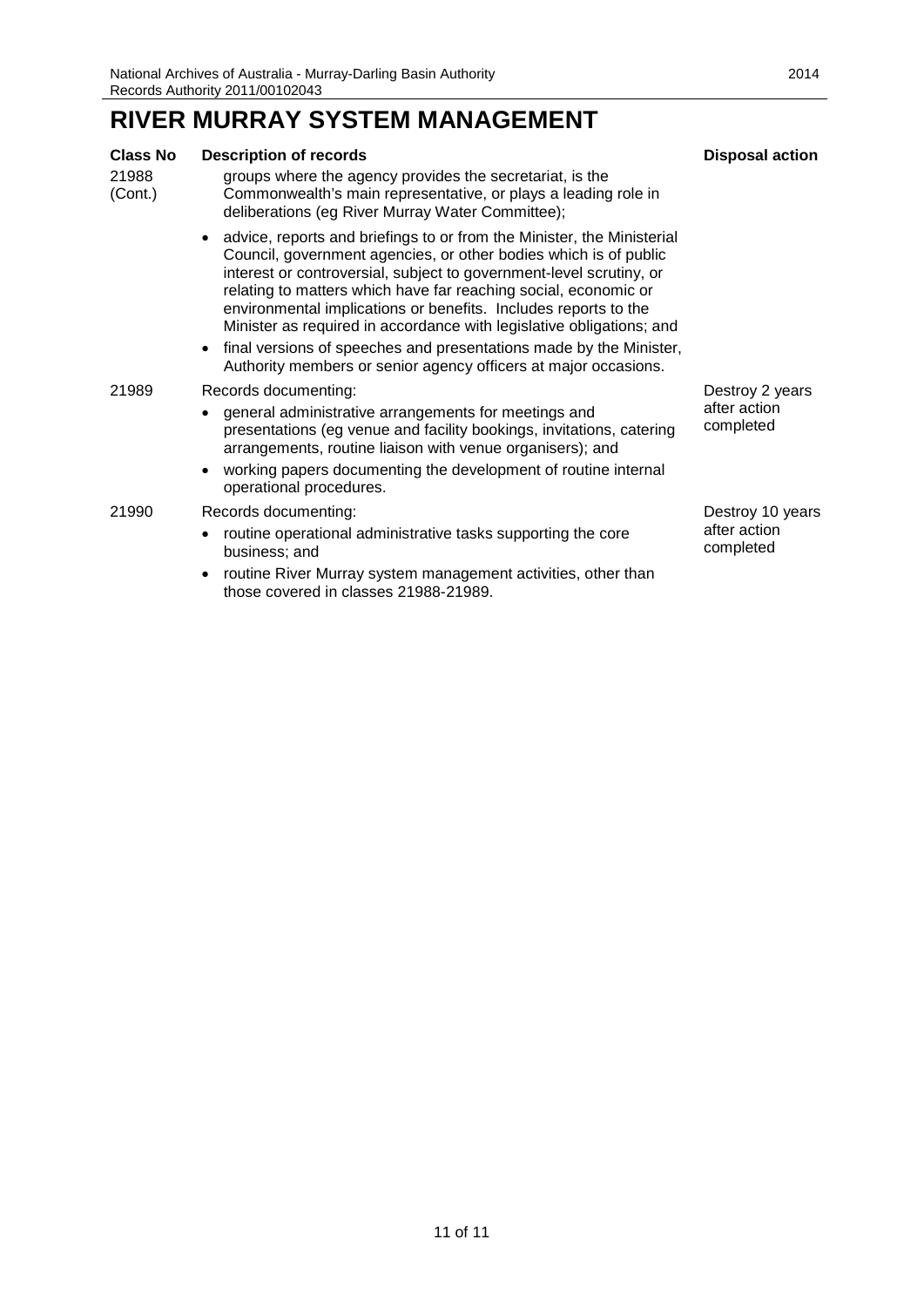# RIVER MURRAY SYSTEM MANAGEMENT

| Class No | Description of records | Disposal action |
|---|---|---|
| 21988 (Cont.) | groups where the agency provides the secretariat, is the Commonwealth's main representative, or plays a leading role in deliberations (eg River Murray Water Committee);<br>• advice, reports and briefings to or from the Minister, the Ministerial Council, government agencies, or other bodies which is of public interest or controversial, subject to government-level scrutiny, or relating to matters which have far reaching social, economic or environmental implications or benefits. Includes reports to the Minister as required in accordance with legislative obligations; and<br>• final versions of speeches and presentations made by the Minister, Authority members or senior agency officers at major occasions. | |
| 21989 | Records documenting:<br>• general administrative arrangements for meetings and presentations (eg venue and facility bookings, invitations, catering arrangements, routine liaison with venue organisers); and<br>• working papers documenting the development of routine internal operational procedures. | Destroy 2 years after action completed |
| 21990 | Records documenting:<br>• routine operational administrative tasks supporting the core business; and<br>• routine River Murray system management activities, other than those covered in classes 21988-21989. | Destroy 10 years after action completed |